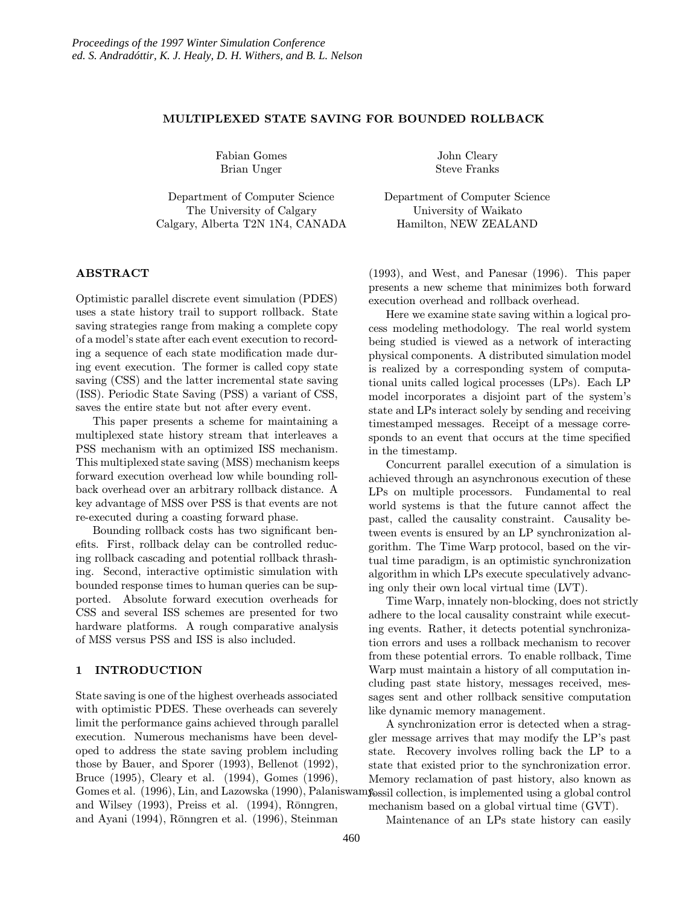# MULTIPLEXED STATE SAVING FOR BOUNDED ROLLBACK

Fabian Gomes
Brian Unger

Department of Computer Science
The University of Calgary
Calgary, Alberta T2N 1N4, CANADA

John Cleary
Steve Franks

Department of Computer Science
University of Waikato
Hamilton, NEW ZEALAND

## ABSTRACT

Optimistic parallel discrete event simulation (PDES) uses a state history trail to support rollback. State saving strategies range from making a complete copy of a model's state after each event execution to recording a sequence of each state modification made during event execution. The former is called copy state saving (CSS) and the latter incremental state saving (ISS). Periodic State Saving (PSS) a variant of CSS, saves the entire state but not after every event.

This paper presents a scheme for maintaining a multiplexed state history stream that interleaves a PSS mechanism with an optimized ISS mechanism. This multiplexed state saving (MSS) mechanism keeps forward execution overhead low while bounding rollback overhead over an arbitrary rollback distance. A key advantage of MSS over PSS is that events are not re-executed during a coasting forward phase.

Bounding rollback costs has two significant benefits. First, rollback delay can be controlled reducing rollback cascading and potential rollback thrashing. Second, interactive optimistic simulation with bounded response times to human queries can be supported. Absolute forward execution overheads for CSS and several ISS schemes are presented for two hardware platforms. A rough comparative analysis of MSS versus PSS and ISS is also included.

## 1 INTRODUCTION

State saving is one of the highest overheads associated with optimistic PDES. These overheads can severely limit the performance gains achieved through parallel execution. Numerous mechanisms have been developed to address the state saving problem including those by Bauer, and Sporer (1993), Bellenot (1992), Bruce (1995), Cleary et al. (1994), Gomes (1996), Gomes et al. (1996), Lin, and Lazowska (1990), Palaniswamy and Wilsey (1993), Preiss et al. (1994), Rōnngren, and Ayani (1994), Rōnngren et al. (1996), Steinman (1993), and West, and Panesar (1996). This paper presents a new scheme that minimizes both forward execution overhead and rollback overhead.

Here we examine state saving within a logical process modeling methodology. The real world system being studied is viewed as a network of interacting physical components. A distributed simulation model is realized by a corresponding system of computational units called logical processes (LPs). Each LP model incorporates a disjoint part of the system's state and LPs interact solely by sending and receiving timestamped messages. Receipt of a message corresponds to an event that occurs at the time specified in the timestamp.

Concurrent parallel execution of a simulation is achieved through an asynchronous execution of these LPs on multiple processors. Fundamental to real world systems is that the future cannot affect the past, called the causality constraint. Causality between events is ensured by an LP synchronization algorithm. The Time Warp protocol, based on the virtual time paradigm, is an optimistic synchronization algorithm in which LPs execute speculatively advancing only their own local virtual time (LVT).

Time Warp, innately non-blocking, does not strictly adhere to the local causality constraint while executing events. Rather, it detects potential synchronization errors and uses a rollback mechanism to recover from these potential errors. To enable rollback, Time Warp must maintain a history of all computation including past state history, messages received, messages sent and other rollback sensitive computation like dynamic memory management.

A synchronization error is detected when a straggler message arrives that may modify the LP's past state. Recovery involves rolling back the LP to a state that existed prior to the synchronization error. Memory reclamation of past history, also known as fossil collection, is implemented using a global control mechanism based on a global virtual time (GVT).

Maintenance of an LPs state history can easily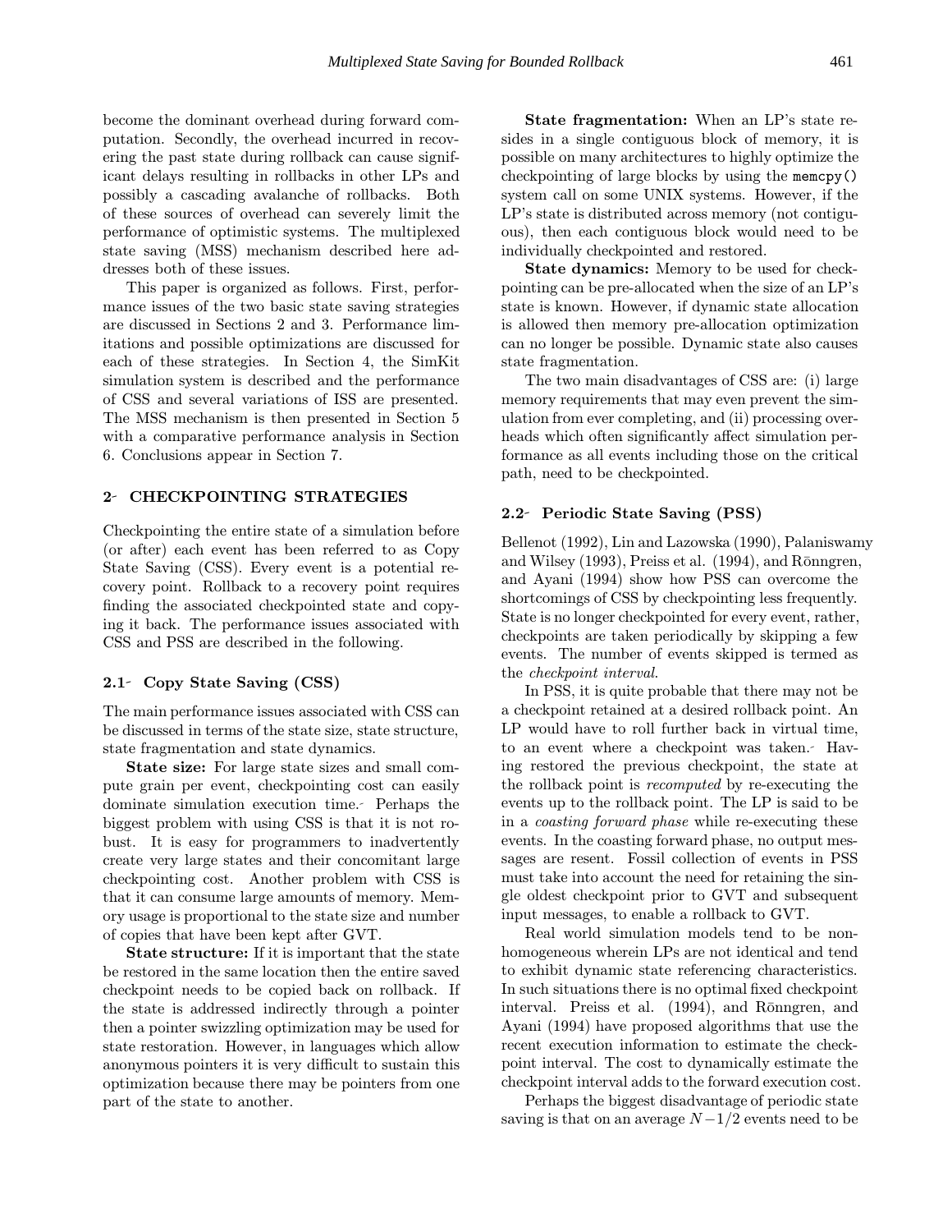become the dominant overhead during forward computation. Secondly, the overhead incurred in recovering the past state during rollback can cause significant delays resulting in rollbacks in other LPs and possibly a cascading avalanche of rollbacks. Both of these sources of overhead can severely limit the performance of optimistic systems. The multiplexed state saving (MSS) mechanism described here addresses both of these issues.

This paper is organized as follows. First, performance issues of the two basic state saving strategies are discussed in Sections 2 and 3. Performance limitations and possible optimizations are discussed for each of these strategies. In Section 4, the SimKit simulation system is described and the performance of CSS and several variations of ISS are presented. The MSS mechanism is then presented in Section 5 with a comparative performance analysis in Section 6. Conclusions appear in Section 7.

## 2 CHECKPOINTING STRATEGIES

Checkpointing the entire state of a simulation before (or after) each event has been referred to as Copy State Saving (CSS). Every event is a potential recovery point. Rollback to a recovery point requires finding the associated checkpointed state and copying it back. The performance issues associated with CSS and PSS are described in the following.

### 2.1 Copy State Saving (CSS)

The main performance issues associated with CSS can be discussed in terms of the state size, state structure, state fragmentation and state dynamics.

**State size:** For large state sizes and small compute grain per event, checkpointing cost can easily dominate simulation execution time. Perhaps the biggest problem with using CSS is that it is not robust. It is easy for programmers to inadvertently create very large states and their concomitant large checkpointing cost. Another problem with CSS is that it can consume large amounts of memory. Memory usage is proportional to the state size and number of copies that have been kept after GVT.

**State structure:** If it is important that the state be restored in the same location then the entire saved checkpoint needs to be copied back on rollback. If the state is addressed indirectly through a pointer then a pointer swizzling optimization may be used for state restoration. However, in languages which allow anonymous pointers it is very difficult to sustain this optimization because there may be pointers from one part of the state to another.

**State fragmentation:** When an LP's state resides in a single contiguous block of memory, it is possible on many architectures to highly optimize the checkpointing of large blocks by using the `memcpy()` system call on some UNIX systems. However, if the LP's state is distributed across memory (not contiguous), then each contiguous block would need to be individually checkpointed and restored.

**State dynamics:** Memory to be used for checkpointing can be pre-allocated when the size of an LP's state is known. However, if dynamic state allocation is allowed then memory pre-allocation optimization can no longer be possible. Dynamic state also causes state fragmentation.

The two main disadvantages of CSS are: (i) large memory requirements that may even prevent the simulation from ever completing, and (ii) processing overheads which often significantly affect simulation performance as all events including those on the critical path, need to be checkpointed.

### 2.2 Periodic State Saving (PSS)

Bellenot (1992), Lin and Lazowska (1990), Palaniswamy and Wilsey (1993), Preiss et al. (1994), and Rōnngren, and Ayani (1994) show how PSS can overcome the shortcomings of CSS by checkpointing less frequently. State is no longer checkpointed for every event, rather, checkpoints are taken periodically by skipping a few events. The number of events skipped is termed as the *checkpoint interval*.

In PSS, it is quite probable that there may not be a checkpoint retained at a desired rollback point. An LP would have to roll further back in virtual time, to an event where a checkpoint was taken. Having restored the previous checkpoint, the state at the rollback point is *recomputed* by re-executing the events up to the rollback point. The LP is said to be in a *coasting forward phase* while re-executing these events. In the coasting forward phase, no output messages are resent. Fossil collection of events in PSS must take into account the need for retaining the single oldest checkpoint prior to GVT and subsequent input messages, to enable a rollback to GVT.

Real world simulation models tend to be nonhomogeneous wherein LPs are not identical and tend to exhibit dynamic state referencing characteristics. In such situations there is no optimal fixed checkpoint interval. Preiss et al. (1994), and Rōnngren, and Ayani (1994) have proposed algorithms that use the recent execution information to estimate the checkpoint interval. The cost to dynamically estimate the checkpoint interval adds to the forward execution cost.

Perhaps the biggest disadvantage of periodic state saving is that on an average $N-1/2$ events need to be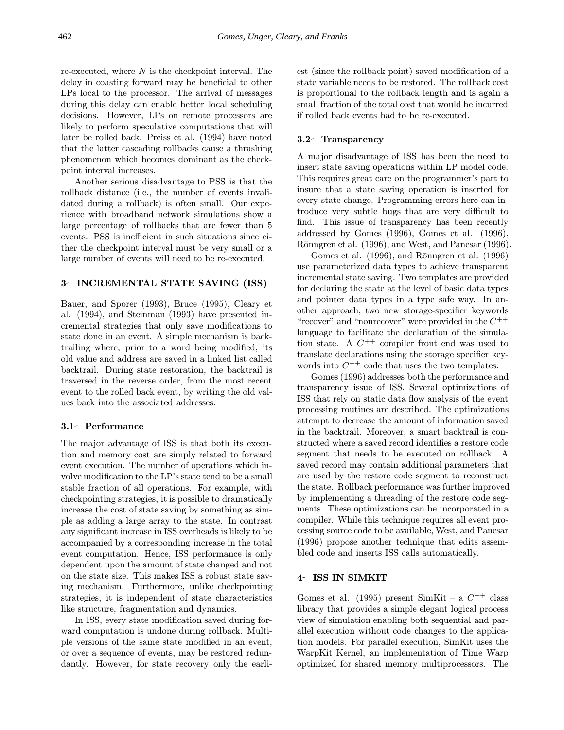re-executed, where $N$ is the checkpoint interval. The delay in coasting forward may be beneficial to other LPs local to the processor. The arrival of messages during this delay can enable better local scheduling decisions. However, LPs on remote processors are likely to perform speculative computations that will later be rolled back. Preiss et al. (1994) have noted that the latter cascading rollbacks cause a thrashing phenomenon which becomes dominant as the checkpoint interval increases.

Another serious disadvantage to PSS is that the rollback distance (i.e., the number of events invalidated during a rollback) is often small. Our experience with broadband network simulations show a large percentage of rollbacks that are fewer than 5 events. PSS is inefficient in such situations since either the checkpoint interval must be very small or a large number of events will need to be re-executed.

## 3- INCREMENTAL STATE SAVING (ISS)

Bauer, and Sporer (1993), Bruce (1995), Cleary et al. (1994), and Steinman (1993) have presented incremental strategies that only save modifications to state done in an event. A simple mechanism is backtrailing where, prior to a word being modified, its old value and address are saved in a linked list called backtrail. During state restoration, the backtrail is traversed in the reverse order, from the most recent event to the rolled back event, by writing the old values back into the associated addresses.

### 3.1- Performance

The major advantage of ISS is that both its execution and memory cost are simply related to forward event execution. The number of operations which involve modification to the LP's state tend to be a small stable fraction of all operations. For example, with checkpointing strategies, it is possible to dramatically increase the cost of state saving by something as simple as adding a large array to the state. In contrast any significant increase in ISS overheads is likely to be accompanied by a corresponding increase in the total event computation. Hence, ISS performance is only dependent upon the amount of state changed and not on the state size. This makes ISS a robust state saving mechanism. Furthermore, unlike checkpointing strategies, it is independent of state characteristics like structure, fragmentation and dynamics.

In ISS, every state modification saved during forward computation is undone during rollback. Multiple versions of the same state modified in an event, or over a sequence of events, may be restored redundantly. However, for state recovery only the earliest (since the rollback point) saved modification of a state variable needs to be restored. The rollback cost is proportional to the rollback length and is again a small fraction of the total cost that would be incurred if rolled back events had to be re-executed.

### 3.2- Transparency

A major disadvantage of ISS has been the need to insert state saving operations within LP model code. This requires great care on the programmer's part to insure that a state saving operation is inserted for every state change. Programming errors here can introduce very subtle bugs that are very difficult to find. This issue of transparency has been recently addressed by Gomes (1996), Gomes et al. (1996), Rōnngren et al. (1996), and West, and Panesar (1996).

Gomes et al. (1996), and Rōnngren et al. (1996) use parameterized data types to achieve transparent incremental state saving. Two templates are provided for declaring the state at the level of basic data types and pointer data types in a type safe way. In another approach, two new storage-specifier keywords "recover" and "nonrecover" were provided in the $C^{++}$ language to facilitate the declaration of the simulation state. A $C^{++}$ compiler front end was used to translate declarations using the storage specifier keywords into $C^{++}$ code that uses the two templates.

Gomes (1996) addresses both the performance and transparency issue of ISS. Several optimizations of ISS that rely on static data flow analysis of the event processing routines are described. The optimizations attempt to decrease the amount of information saved in the backtrail. Moreover, a smart backtrail is constructed where a saved record identifies a restore code segment that needs to be executed on rollback. A saved record may contain additional parameters that are used by the restore code segment to reconstruct the state. Rollback performance was further improved by implementing a threading of the restore code segments. These optimizations can be incorporated in a compiler. While this technique requires all event processing source code to be available, West, and Panesar (1996) propose another technique that edits assembled code and inserts ISS calls automatically.

## 4- ISS IN SIMKIT

Gomes et al. (1995) present SimKit – a $C^{++}$ class library that provides a simple elegant logical process view of simulation enabling both sequential and parallel execution without code changes to the application models. For parallel execution, SimKit uses the WarpKit Kernel, an implementation of Time Warp optimized for shared memory multiprocessors. The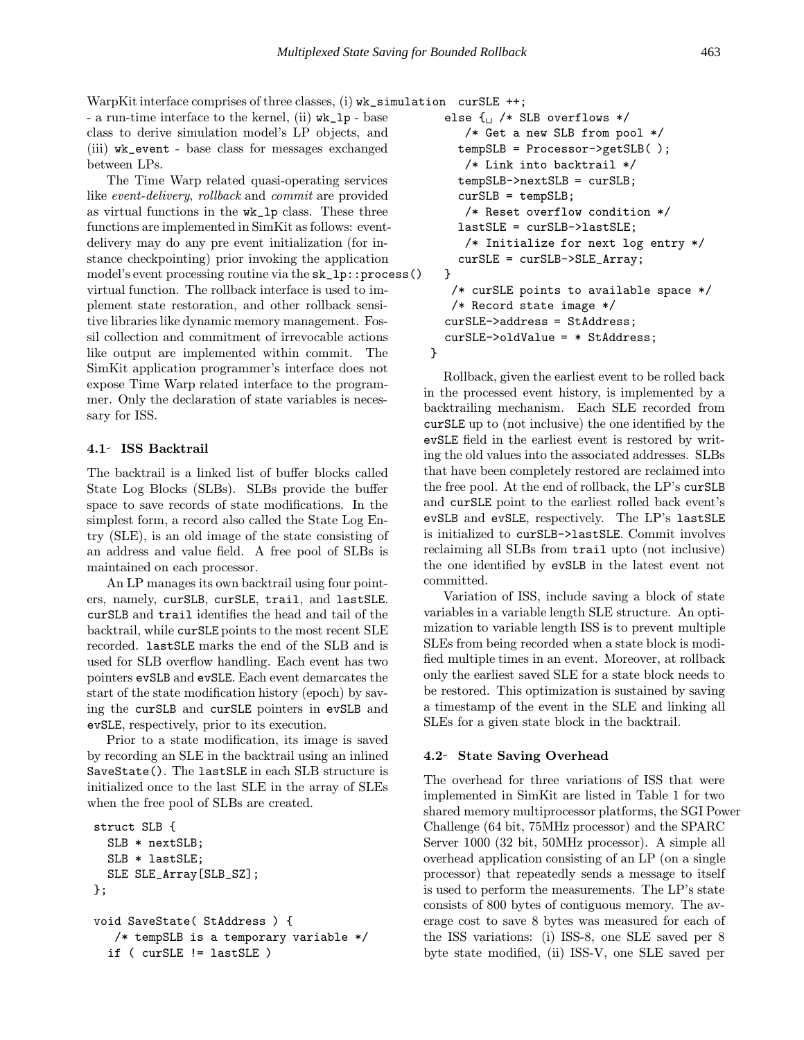WarpKit interface comprises of three classes, (i) `wk_simulation` - a run-time interface to the kernel, (ii) `wk_lp` - base class to derive simulation model's LP objects, and (iii) `wk_event` - base class for messages exchanged between LPs.

The Time Warp related quasi-operating services like *event-delivery*, *rollback* and *commit* are provided as virtual functions in the `wk_lp` class. These three functions are implemented in SimKit as follows: event-delivery may do any pre event initialization (for instance checkpointing) prior invoking the application model's event processing routine via the `sk_lp::process()` virtual function. The rollback interface is used to implement state restoration, and other rollback sensitive libraries like dynamic memory management. Fossil collection and commitment of irrevocable actions like output are implemented within commit. The SimKit application programmer's interface does not expose Time Warp related interface to the programmer. Only the declaration of state variables is necessary for ISS.

### 4.1 ISS Backtrail

The backtrail is a linked list of buffer blocks called State Log Blocks (SLBs). SLBs provide the buffer space to save records of state modifications. In the simplest form, a record also called the State Log Entry (SLE), is an old image of the state consisting of an address and value field. A free pool of SLBs is maintained on each processor.

An LP manages its own backtrail using four pointers, namely, `curSLB`, `curSLE`, `trail`, and `lastSLE`. `curSLB` and `trail` identifies the head and tail of the backtrail, while `curSLE` points to the most recent SLE recorded. `lastSLE` marks the end of the SLB and is used for SLB overflow handling. Each event has two pointers `evSLB` and `evSLE`. Each event demarcates the start of the state modification history (epoch) by saving the `curSLB` and `curSLE` pointers in `evSLB` and `evSLE`, respectively, prior to its execution.

Prior to a state modification, its image is saved by recording an SLE in the backtrail using an inlined `SaveState()`. The `lastSLE` in each SLB structure is initialized once to the last SLE in the array of SLEs when the free pool of SLBs are created.

```
struct SLB {
  SLB * nextSLB;
  SLB * lastSLE;
  SLE SLE_Array[SLB_SZ];
};

void SaveState( StAddress ) {
   /* tempSLB is a temporary variable */
  if ( curSLE != lastSLE )
     curSLE ++;
  else {␣ /* SLB overflows */
     /* Get a new SLB from pool */
    tempSLB = Processor->getSLB( );
     /* Link into backtrail */
    tempSLB->nextSLB = curSLB;
    curSLB = tempSLB;
     /* Reset overflow condition */
    lastSLE = curSLB->lastSLE;
     /* Initialize for next log entry */
    curSLE = curSLB->SLE_Array;
  }
   /* curSLE points to available space */
   /* Record state image */
  curSLE->address = StAddress;
  curSLE->oldValue = * StAddress;
}
```

Rollback, given the earliest event to be rolled back in the processed event history, is implemented by a backtrailing mechanism. Each SLE recorded from `curSLE` up to (not inclusive) the one identified by the `evSLE` field in the earliest event is restored by writing the old values into the associated addresses. SLBs that have been completely restored are reclaimed into the free pool. At the end of rollback, the LP's `curSLB` and `curSLE` point to the earliest rolled back event's `evSLB` and `evSLE`, respectively. The LP's `lastSLE` is initialized to `curSLB->lastSLE`. Commit involves reclaiming all SLBs from `trail` upto (not inclusive) the one identified by `evSLB` in the latest event not committed.

Variation of ISS, include saving a block of state variables in a variable length SLE structure. An optimization to variable length ISS is to prevent multiple SLEs from being recorded when a state block is modified multiple times in an event. Moreover, at rollback only the earliest saved SLE for a state block needs to be restored. This optimization is sustained by saving a timestamp of the event in the SLE and linking all SLEs for a given state block in the backtrail.

### 4.2 State Saving Overhead

The overhead for three variations of ISS that were implemented in SimKit are listed in Table 1 for two shared memory multiprocessor platforms, the SGI Power Challenge (64 bit, 75MHz processor) and the SPARC Server 1000 (32 bit, 50MHz processor). A simple all overhead application consisting of an LP (on a single processor) that repeatedly sends a message to itself is used to perform the measurements. The LP's state consists of 800 bytes of contiguous memory. The average cost to save 8 bytes was measured for each of the ISS variations: (i) ISS-8, one SLE saved per 8 byte state modified, (ii) ISS-V, one SLE saved per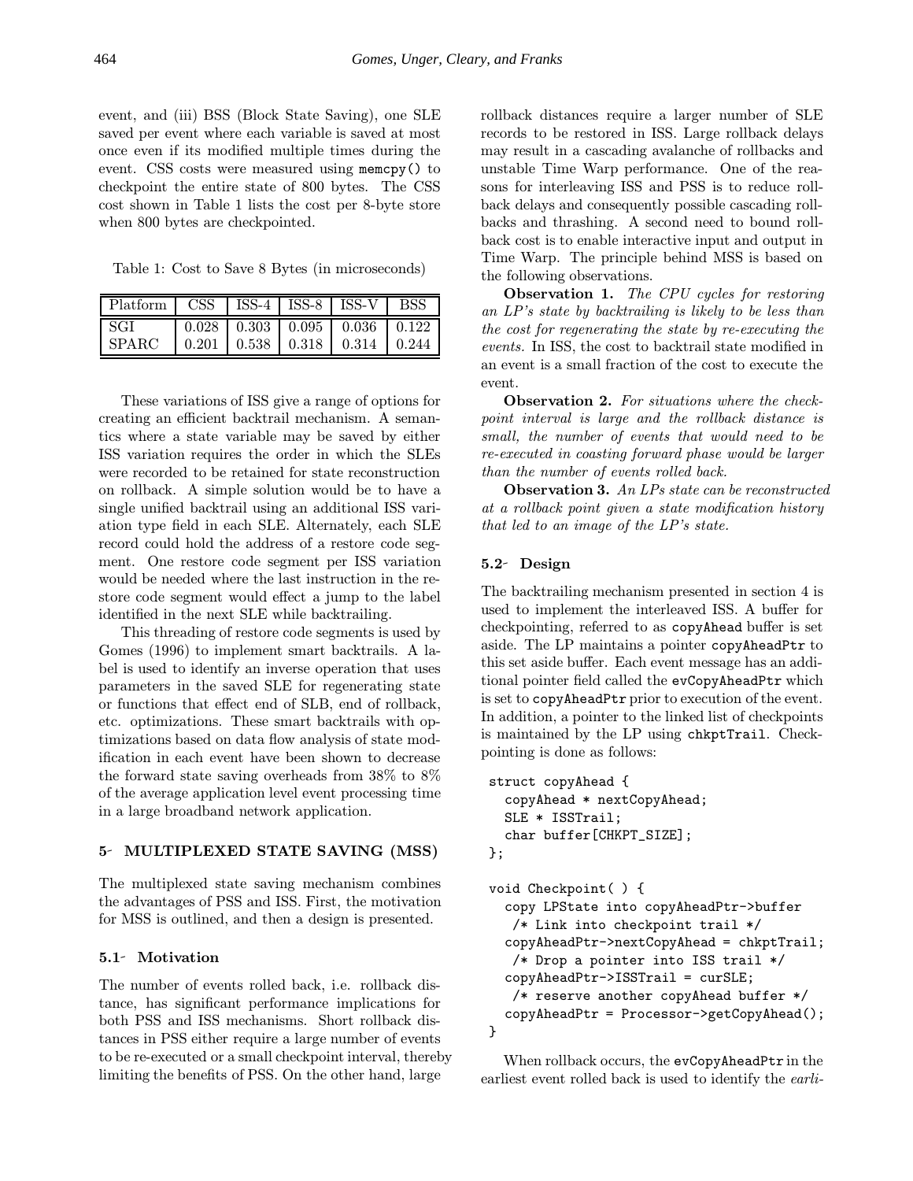event, and (iii) BSS (Block State Saving), one SLE saved per event where each variable is saved at most once even if its modified multiple times during the event. CSS costs were measured using `memcpy()` to checkpoint the entire state of 800 bytes. The CSS cost shown in Table 1 lists the cost per 8-byte store when 800 bytes are checkpointed.

Table 1: Cost to Save 8 Bytes (in microseconds)

| Platform | CSS | ISS-4 | ISS-8 | ISS-V | BSS |
|---|---|---|---|---|---|
| SGI | 0.028 | 0.303 | 0.095 | 0.036 | 0.122 |
| SPARC | 0.201 | 0.538 | 0.318 | 0.314 | 0.244 |

These variations of ISS give a range of options for creating an efficient backtrail mechanism. A semantics where a state variable may be saved by either ISS variation requires the order in which the SLEs were recorded to be retained for state reconstruction on rollback. A simple solution would be to have a single unified backtrail using an additional ISS variation type field in each SLE. Alternately, each SLE record could hold the address of a restore code segment. One restore code segment per ISS variation would be needed where the last instruction in the restore code segment would effect a jump to the label identified in the next SLE while backtrailing.

This threading of restore code segments is used by Gomes (1996) to implement smart backtrails. A label is used to identify an inverse operation that uses parameters in the saved SLE for regenerating state or functions that effect end of SLB, end of rollback, etc. optimizations. These smart backtrails with optimizations based on data flow analysis of state modification in each event have been shown to decrease the forward state saving overheads from 38% to 8% of the average application level event processing time in a large broadband network application.

## 5 MULTIPLEXED STATE SAVING (MSS)

The multiplexed state saving mechanism combines the advantages of PSS and ISS. First, the motivation for MSS is outlined, and then a design is presented.

### 5.1 Motivation

The number of events rolled back, i.e. rollback distance, has significant performance implications for both PSS and ISS mechanisms. Short rollback distances in PSS either require a large number of events to be re-executed or a small checkpoint interval, thereby limiting the benefits of PSS. On the other hand, large rollback distances require a larger number of SLE records to be restored in ISS. Large rollback delays may result in a cascading avalanche of rollbacks and unstable Time Warp performance. One of the reasons for interleaving ISS and PSS is to reduce rollback delays and consequently possible cascading rollbacks and thrashing. A second need to bound rollback cost is to enable interactive input and output in Time Warp. The principle behind MSS is based on the following observations.

**Observation 1.** *The CPU cycles for restoring an LP's state by backtrailing is likely to be less than the cost for regenerating the state by re-executing the events.* In ISS, the cost to backtrail state modified in an event is a small fraction of the cost to execute the event.

**Observation 2.** *For situations where the checkpoint interval is large and the rollback distance is small, the number of events that would need to be re-executed in coasting forward phase would be larger than the number of events rolled back.*

**Observation 3.** *An LPs state can be reconstructed at a rollback point given a state modification history that led to an image of the LP's state.*

### 5.2 Design

The backtrailing mechanism presented in section 4 is used to implement the interleaved ISS. A buffer for checkpointing, referred to as `copyAhead` buffer is set aside. The LP maintains a pointer `copyAheadPtr` to this set aside buffer. Each event message has an additional pointer field called the `evCopyAheadPtr` which is set to `copyAheadPtr` prior to execution of the event. In addition, a pointer to the linked list of checkpoints is maintained by the LP using `chkptTrail`. Checkpointing is done as follows:

```
struct copyAhead {
  copyAhead * nextCopyAhead;
  SLE * ISSTrail;
  char buffer[CHKPT_SIZE];
};

void Checkpoint( ) {
  copy LPState into copyAheadPtr->buffer
   /* Link into checkpoint trail */
  copyAheadPtr->nextCopyAhead = chkptTrail;
   /* Drop a pointer into ISS trail */
  copyAheadPtr->ISSTrail = curSLE;
   /* reserve another copyAhead buffer */
  copyAheadPtr = Processor->getCopyAhead();
}
```

When rollback occurs, the `evCopyAheadPtr` in the earliest event rolled back is used to identify the *earli-*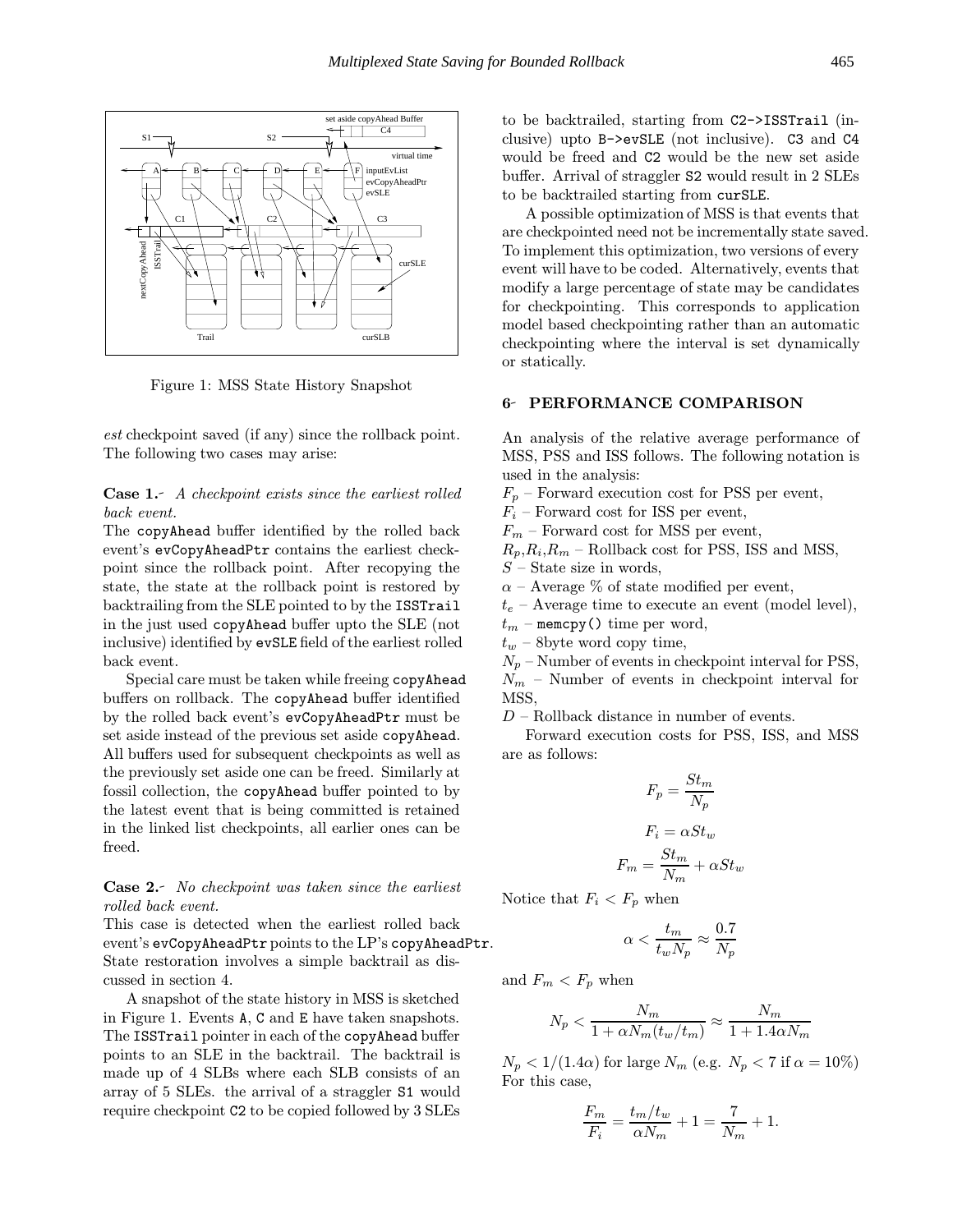Figure 1: MSS State History Snapshot

*est* checkpoint saved (if any) since the rollback point. The following two cases may arise:

**Case 1.-** *A checkpoint exists since the earliest rolled back event.*
The copyAhead buffer identified by the rolled back event's evCopyAheadPtr contains the earliest checkpoint since the rollback point. After recopying the state, the state at the rollback point is restored by backtrailing from the SLE pointed to by the ISSTrail in the just used copyAhead buffer upto the SLE (not inclusive) identified by evSLE field of the earliest rolled back event.

Special care must be taken while freeing copyAhead buffers on rollback. The copyAhead buffer identified by the rolled back event's evCopyAheadPtr must be set aside instead of the previous set aside copyAhead. All buffers used for subsequent checkpoints as well as the previously set aside one can be freed. Similarly at fossil collection, the copyAhead buffer pointed to by the latest event that is being committed is retained in the linked list checkpoints, all earlier ones can be freed.

**Case 2.-** *No checkpoint was taken since the earliest rolled back event.*
This case is detected when the earliest rolled back event's evCopyAheadPtr points to the LP's copyAheadPtr. State restoration involves a simple backtrail as discussed in section 4.

A snapshot of the state history in MSS is sketched in Figure 1. Events A, C and E have taken snapshots. The ISSTrail pointer in each of the copyAhead buffer points to an SLE in the backtrail. The backtrail is made up of 4 SLBs where each SLB consists of an array of 5 SLEs. the arrival of a straggler S1 would require checkpoint C2 to be copied followed by 3 SLEs to be backtrailed, starting from C2->ISSTrail (inclusive) upto B->evSLE (not inclusive). C3 and C4 would be freed and C2 would be the new set aside buffer. Arrival of straggler S2 would result in 2 SLEs to be backtrailed starting from curSLE.

A possible optimization of MSS is that events that are checkpointed need not be incrementally state saved. To implement this optimization, two versions of every event will have to be coded. Alternatively, events that modify a large percentage of state may be candidates for checkpointing. This corresponds to application model based checkpointing rather than an automatic checkpointing where the interval is set dynamically or statically.

## 6- PERFORMANCE COMPARISON

An analysis of the relative average performance of MSS, PSS and ISS follows. The following notation is used in the analysis:

$F_p$ – Forward execution cost for PSS per event,
$F_i$ – Forward cost for ISS per event,
$F_m$ – Forward cost for MSS per event,
$R_p$,$R_i$,$R_m$ – Rollback cost for PSS, ISS and MSS,
$S$ – State size in words,
$\alpha$ – Average % of state modified per event,
$t_e$ – Average time to execute an event (model level),
$t_m$ – memcpy() time per word,
$t_w$ – 8byte word copy time,
$N_p$ – Number of events in checkpoint interval for PSS,
$N_m$ – Number of events in checkpoint interval for MSS,
$D$ – Rollback distance in number of events.

Forward execution costs for PSS, ISS, and MSS are as follows:

$$F_p = \frac{St_m}{N_p}$$

$$F_i = \alpha S t_w$$

$$F_m = \frac{St_m}{N_m} + \alpha S t_w$$

Notice that $F_i < F_p$ when

$$\alpha < \frac{t_m}{t_w N_p} \approx \frac{0.7}{N_p}$$

and $F_m < F_p$ when

$$N_p < \frac{N_m}{1 + \alpha N_m (t_w/t_m)} \approx \frac{N_m}{1 + 1.4\alpha N_m}$$

$N_p < 1/(1.4\alpha)$ for large $N_m$ (e.g. $N_p < 7$ if $\alpha = 10\%$) For this case,

$$\frac{F_m}{F_i} = \frac{t_m/t_w}{\alpha N_m} + 1 = \frac{7}{N_m} + 1.$$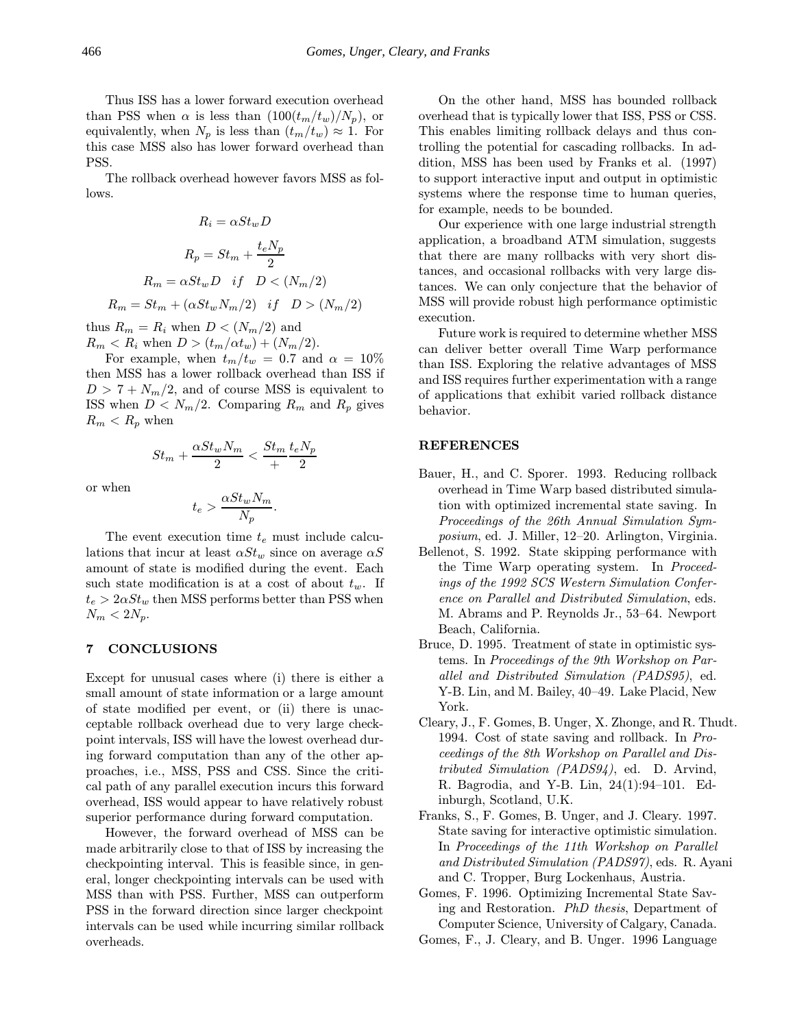Thus ISS has a lower forward execution overhead than PSS when $\alpha$ is less than $(100(t_m/t_w)/N_p)$, or equivalently, when $N_p$ is less than $(t_m/t_w) \approx 1$. For this case MSS also has lower forward overhead than PSS.

The rollback overhead however favors MSS as follows.

$$R_i = \alpha S t_w D$$

$$R_p = S t_m + \frac{t_e N_p}{2}$$

$$R_m = \alpha S t_w D \quad if \quad D < (N_m/2)$$

$$R_m = S t_m + (\alpha S t_w N_m/2) \quad if \quad D > (N_m/2)$$

thus $R_m = R_i$ when $D < (N_m/2)$ and
$R_m < R_i$ when $D > (t_m/\alpha t_w) + (N_m/2)$.

For example, when $t_m/t_w = 0.7$ and $\alpha = 10\%$ then MSS has a lower rollback overhead than ISS if $D > 7 + N_m/2$, and of course MSS is equivalent to ISS when $D < N_m/2$. Comparing $R_m$ and $R_p$ gives $R_m < R_p$ when

$$S t_m + \frac{\alpha S t_w N_m}{2} < \frac{S t_m}{+} \frac{t_e N_p}{2}$$

or when

$$t_e > \frac{\alpha S t_w N_m}{N_p}.$$

The event execution time $t_e$ must include calculations that incur at least $\alpha S t_w$ since on average $\alpha S$ amount of state is modified during the event. Each such state modification is at a cost of about $t_w$. If $t_e > 2\alpha S t_w$ then MSS performs better than PSS when $N_m < 2N_p$.

## 7 CONCLUSIONS

Except for unusual cases where (i) there is either a small amount of state information or a large amount of state modified per event, or (ii) there is unacceptable rollback overhead due to very large checkpoint intervals, ISS will have the lowest overhead during forward computation than any of the other approaches, i.e., MSS, PSS and CSS. Since the critical path of any parallel execution incurs this forward overhead, ISS would appear to have relatively robust superior performance during forward computation.

However, the forward overhead of MSS can be made arbitrarily close to that of ISS by increasing the checkpointing interval. This is feasible since, in general, longer checkpointing intervals can be used with MSS than with PSS. Further, MSS can outperform PSS in the forward direction since larger checkpoint intervals can be used while incurring similar rollback overheads.

On the other hand, MSS has bounded rollback overhead that is typically lower that ISS, PSS or CSS. This enables limiting rollback delays and thus controlling the potential for cascading rollbacks. In addition, MSS has been used by Franks et al. (1997) to support interactive input and output in optimistic systems where the response time to human queries, for example, needs to be bounded.

Our experience with one large industrial strength application, a broadband ATM simulation, suggests that there are many rollbacks with very short distances, and occasional rollbacks with very large distances. We can only conjecture that the behavior of MSS will provide robust high performance optimistic execution.

Future work is required to determine whether MSS can deliver better overall Time Warp performance than ISS. Exploring the relative advantages of MSS and ISS requires further experimentation with a range of applications that exhibit varied rollback distance behavior.

## REFERENCES

Bauer, H., and C. Sporer. 1993. Reducing rollback overhead in Time Warp based distributed simulation with optimized incremental state saving. In *Proceedings of the 26th Annual Simulation Symposium*, ed. J. Miller, 12–20. Arlington, Virginia.

Bellenot, S. 1992. State skipping performance with the Time Warp operating system. In *Proceedings of the 1992 SCS Western Simulation Conference on Parallel and Distributed Simulation*, eds. M. Abrams and P. Reynolds Jr., 53–64. Newport Beach, California.

Bruce, D. 1995. Treatment of state in optimistic systems. In *Proceedings of the 9th Workshop on Parallel and Distributed Simulation (PADS95)*, ed. Y-B. Lin, and M. Bailey, 40–49. Lake Placid, New York.

Cleary, J., F. Gomes, B. Unger, X. Zhonge, and R. Thudt. 1994. Cost of state saving and rollback. In *Proceedings of the 8th Workshop on Parallel and Distributed Simulation (PADS94)*, ed. D. Arvind, R. Bagrodia, and Y-B. Lin, 24(1):94–101. Edinburgh, Scotland, U.K.

Franks, S., F. Gomes, B. Unger, and J. Cleary. 1997. State saving for interactive optimistic simulation. In *Proceedings of the 11th Workshop on Parallel and Distributed Simulation (PADS97)*, eds. R. Ayani and C. Tropper, Burg Lockenhaus, Austria.

Gomes, F. 1996. Optimizing Incremental State Saving and Restoration. *PhD thesis*, Department of Computer Science, University of Calgary, Canada.

Gomes, F., J. Cleary, and B. Unger. 1996 Language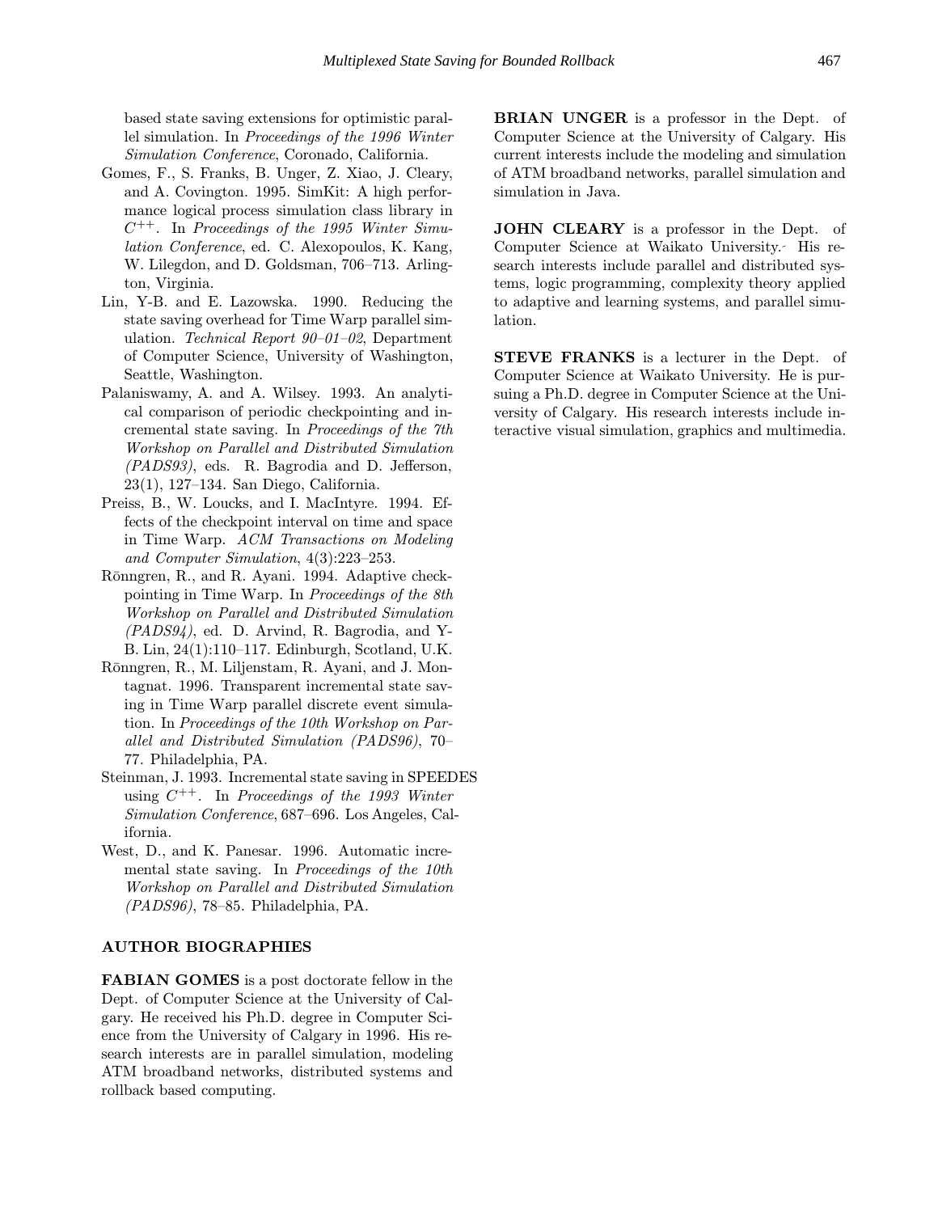based state saving extensions for optimistic parallel simulation. In *Proceedings of the 1996 Winter Simulation Conference*, Coronado, California.

Gomes, F., S. Franks, B. Unger, Z. Xiao, J. Cleary, and A. Covington. 1995. SimKit: A high performance logical process simulation class library in $C^{++}$. In *Proceedings of the 1995 Winter Simulation Conference*, ed. C. Alexopoulos, K. Kang, W. Lilegdon, and D. Goldsman, 706–713. Arlington, Virginia.

Lin, Y-B. and E. Lazowska. 1990. Reducing the state saving overhead for Time Warp parallel simulation. *Technical Report 90–01–02*, Department of Computer Science, University of Washington, Seattle, Washington.

Palaniswamy, A. and A. Wilsey. 1993. An analytical comparison of periodic checkpointing and incremental state saving. In *Proceedings of the 7th Workshop on Parallel and Distributed Simulation (PADS93)*, eds. R. Bagrodia and D. Jefferson, 23(1), 127–134. San Diego, California.

Preiss, B., W. Loucks, and I. MacIntyre. 1994. Effects of the checkpoint interval on time and space in Time Warp. *ACM Transactions on Modeling and Computer Simulation*, 4(3):223–253.

Rōnngren, R., and R. Ayani. 1994. Adaptive checkpointing in Time Warp. In *Proceedings of the 8th Workshop on Parallel and Distributed Simulation (PADS94)*, ed. D. Arvind, R. Bagrodia, and Y-B. Lin, 24(1):110–117. Edinburgh, Scotland, U.K.

Rōnngren, R., M. Liljenstam, R. Ayani, and J. Montagnat. 1996. Transparent incremental state saving in Time Warp parallel discrete event simulation. In *Proceedings of the 10th Workshop on Parallel and Distributed Simulation (PADS96)*, 70–77. Philadelphia, PA.

Steinman, J. 1993. Incremental state saving in SPEEDES using $C^{++}$. In *Proceedings of the 1993 Winter Simulation Conference*, 687–696. Los Angeles, California.

West, D., and K. Panesar. 1996. Automatic incremental state saving. In *Proceedings of the 10th Workshop on Parallel and Distributed Simulation (PADS96)*, 78–85. Philadelphia, PA.

## AUTHOR BIOGRAPHIES

**FABIAN GOMES** is a post doctorate fellow in the Dept. of Computer Science at the University of Calgary. He received his Ph.D. degree in Computer Science from the University of Calgary in 1996. His research interests are in parallel simulation, modeling ATM broadband networks, distributed systems and rollback based computing.

**BRIAN UNGER** is a professor in the Dept. of Computer Science at the University of Calgary. His current interests include the modeling and simulation of ATM broadband networks, parallel simulation and simulation in Java.

**JOHN CLEARY** is a professor in the Dept. of Computer Science at Waikato University. His research interests include parallel and distributed systems, logic programming, complexity theory applied to adaptive and learning systems, and parallel simulation.

**STEVE FRANKS** is a lecturer in the Dept. of Computer Science at Waikato University. He is pursuing a Ph.D. degree in Computer Science at the University of Calgary. His research interests include interactive visual simulation, graphics and multimedia.